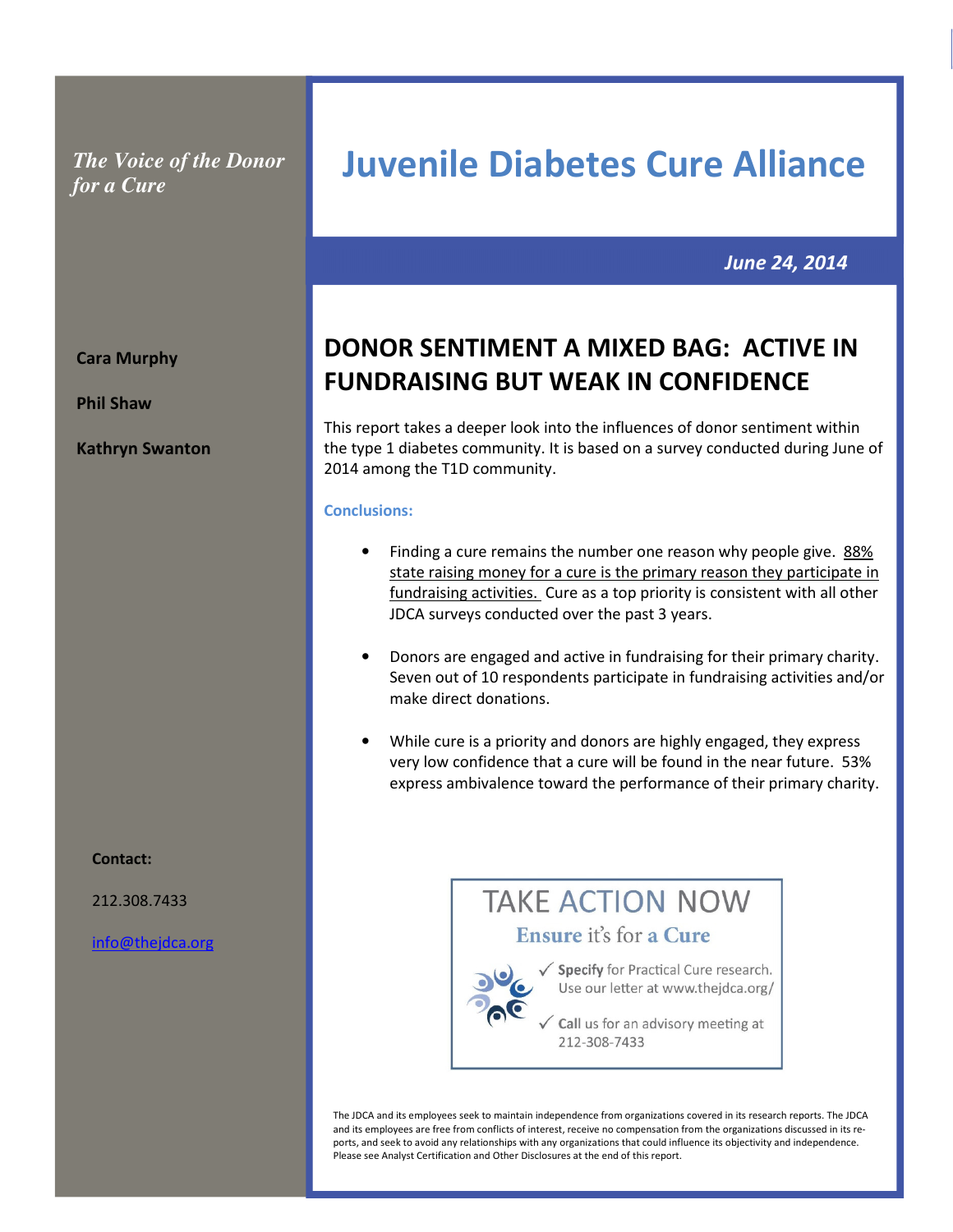*The Voice of the Donor for a Cure*

# Juvenile Diabetes Cure Alliance

***June 24, 2014***

**Cara Murphy**

**Phil Shaw**

**Kathryn Swanton**

## DONOR SENTIMENT A MIXED BAG: ACTIVE IN FUNDRAISING BUT WEAK IN CONFIDENCE

This report takes a deeper look into the influences of donor sentiment within the type 1 diabetes community. It is based on a survey conducted during June of 2014 among the T1D community.

**Conclusions:**

- Finding a cure remains the number one reason why people give. 88% state raising money for a cure is the primary reason they participate in fundraising activities. Cure as a top priority is consistent with all other JDCA surveys conducted over the past 3 years.
- Donors are engaged and active in fundraising for their primary charity. Seven out of 10 respondents participate in fundraising activities and/or make direct donations.
- While cure is a priority and donors are highly engaged, they express very low confidence that a cure will be found in the near future. 53% express ambivalence toward the performance of their primary charity.

**Contact:**

212.308.7433

info@thejdca.org

TAKE ACTION NOW

Ensure it's for a Cure

✓ **Specify** for Practical Cure research. Use our letter at www.thejdca.org/

✓ **Call** us for an advisory meeting at 212-308-7433

The JDCA and its employees seek to maintain independence from organizations covered in its research reports. The JDCA and its employees are free from conflicts of interest, receive no compensation from the organizations discussed in its reports, and seek to avoid any relationships with any organizations that could influence its objectivity and independence. Please see Analyst Certification and Other Disclosures at the end of this report.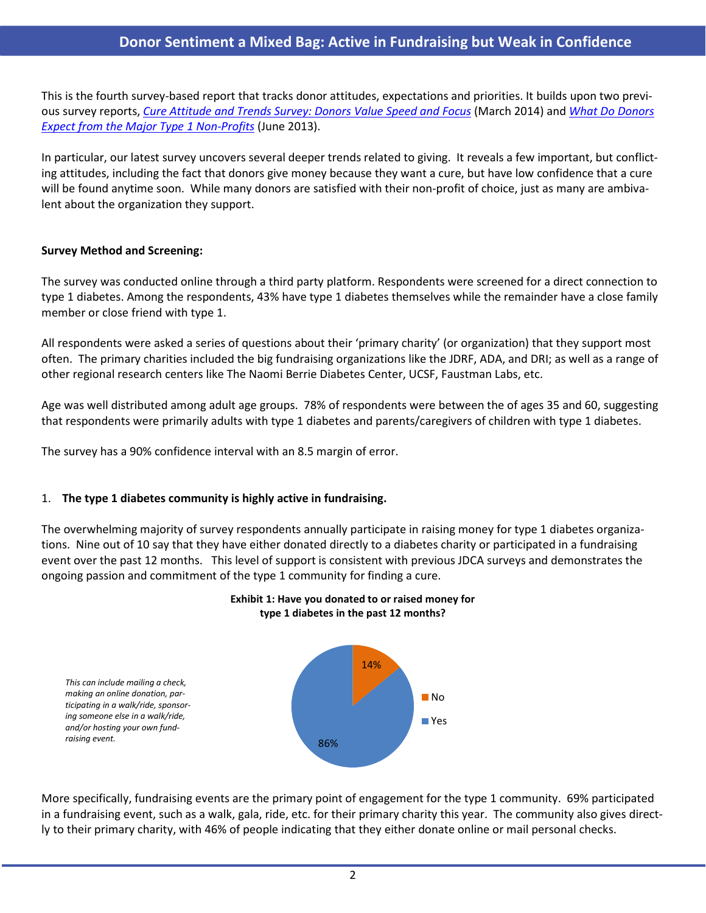# Donor Sentiment a Mixed Bag: Active in Fundraising but Weak in Confidence

This is the fourth survey-based report that tracks donor attitudes, expectations and priorities. It builds upon two previous survey reports, *Cure Attitude and Trends Survey: Donors Value Speed and Focus* (March 2014) and *What Do Donors Expect from the Major Type 1 Non-Profits* (June 2013).

In particular, our latest survey uncovers several deeper trends related to giving. It reveals a few important, but conflicting attitudes, including the fact that donors give money because they want a cure, but have low confidence that a cure will be found anytime soon. While many donors are satisfied with their non-profit of choice, just as many are ambivalent about the organization they support.

**Survey Method and Screening:**

The survey was conducted online through a third party platform. Respondents were screened for a direct connection to type 1 diabetes. Among the respondents, 43% have type 1 diabetes themselves while the remainder have a close family member or close friend with type 1.

All respondents were asked a series of questions about their 'primary charity' (or organization) that they support most often. The primary charities included the big fundraising organizations like the JDRF, ADA, and DRI; as well as a range of other regional research centers like The Naomi Berrie Diabetes Center, UCSF, Faustman Labs, etc.

Age was well distributed among adult age groups. 78% of respondents were between the of ages 35 and 60, suggesting that respondents were primarily adults with type 1 diabetes and parents/caregivers of children with type 1 diabetes.

The survey has a 90% confidence interval with an 8.5 margin of error.

1. **The type 1 diabetes community is highly active in fundraising.**

The overwhelming majority of survey respondents annually participate in raising money for type 1 diabetes organizations. Nine out of 10 say that they have either donated directly to a diabetes charity or participated in a fundraising event over the past 12 months. This level of support is consistent with previous JDCA surveys and demonstrates the ongoing passion and commitment of the type 1 community for finding a cure.

**Exhibit 1: Have you donated to or raised money for type 1 diabetes in the past 12 months?**

*This can include mailing a check, making an online donation, participating in a walk/ride, sponsoring someone else in a walk/ride, and/or hosting your own fundraising event.*

| Response | Percentage |
| --- | --- |
| No | 14% |
| Yes | 86% |

More specifically, fundraising events are the primary point of engagement for the type 1 community. 69% participated in a fundraising event, such as a walk, gala, ride, etc. for their primary charity this year. The community also gives directly to their primary charity, with 46% of people indicating that they either donate online or mail personal checks.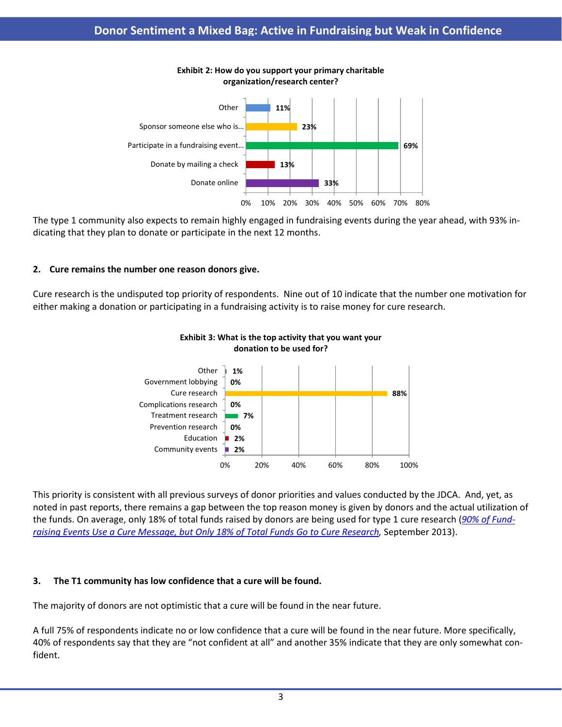## Donor Sentiment a Mixed Bag: Active in Fundraising but Weak in Confidence

**Exhibit 2: How do you support your primary charitable organization/research center?**

| Response | Percent |
|---|---|
| Other | 11% |
| Sponsor someone else who is… | 23% |
| Participate in a fundraising event… | 69% |
| Donate by mailing a check | 13% |
| Donate online | 33% |

The type 1 community also expects to remain highly engaged in fundraising events during the year ahead, with 93% indicating that they plan to donate or participate in the next 12 months.

**2. Cure remains the number one reason donors give.**

Cure research is the undisputed top priority of respondents. Nine out of 10 indicate that the number one motivation for either making a donation or participating in a fundraising activity is to raise money for cure research.

**Exhibit 3: What is the top activity that you want your donation to be used for?**

| Activity | Percent |
|---|---|
| Other | 1% |
| Government lobbying | 0% |
| Cure research | 88% |
| Complications research | 0% |
| Treatment research | 7% |
| Prevention research | 0% |
| Education | 2% |
| Community events | 2% |

This priority is consistent with all previous surveys of donor priorities and values conducted by the JDCA. And, yet, as noted in past reports, there remains a gap between the top reason money is given by donors and the actual utilization of the funds. On average, only 18% of total funds raised by donors are being used for type 1 cure research (*90% of Fundraising Events Use a Cure Message, but Only 18% of Total Funds Go to Cure Research*, September 2013).

**3. The T1 community has low confidence that a cure will be found.**

The majority of donors are not optimistic that a cure will be found in the near future.

A full 75% of respondents indicate no or low confidence that a cure will be found in the near future. More specifically, 40% of respondents say that they are "not confident at all" and another 35% indicate that they are only somewhat confident.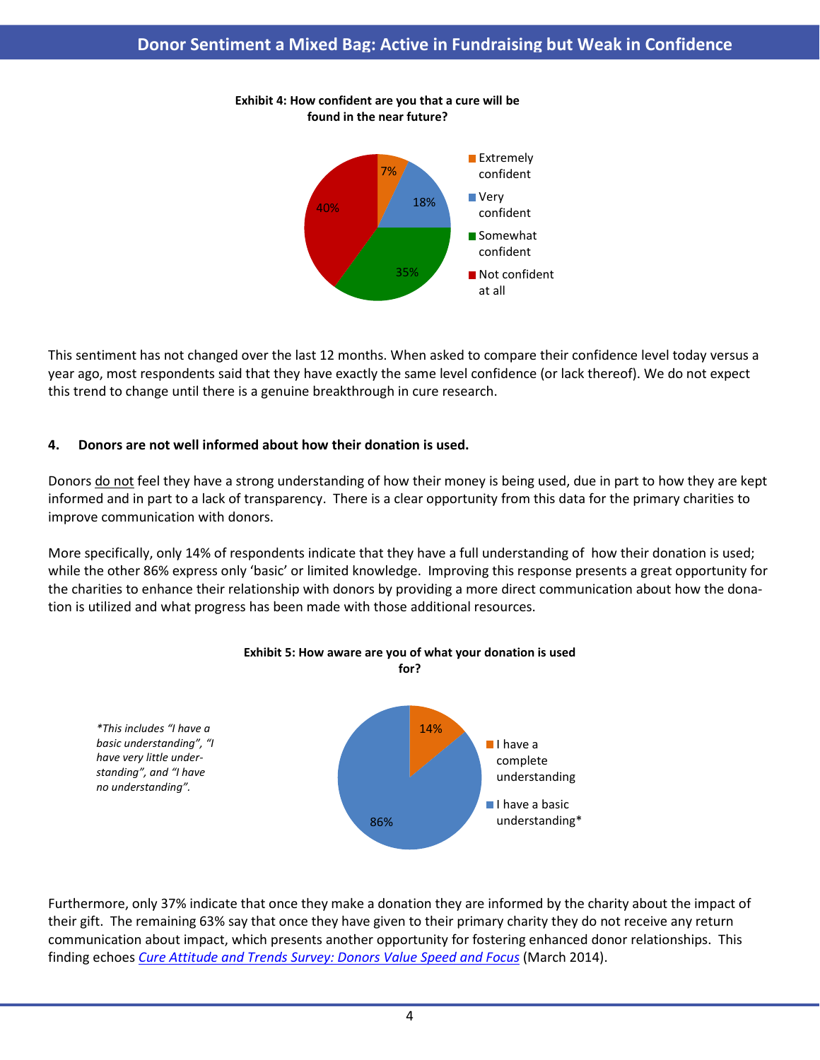## Donor Sentiment a Mixed Bag: Active in Fundraising but Weak in Confidence

**Exhibit 4: How confident are you that a cure will be found in the near future?**

| Response | Percentage |
|---|---|
| Extremely confident | 7% |
| Very confident | 18% |
| Somewhat confident | 35% |
| Not confident at all | 40% |

This sentiment has not changed over the last 12 months. When asked to compare their confidence level today versus a year ago, most respondents said that they have exactly the same level confidence (or lack thereof). We do not expect this trend to change until there is a genuine breakthrough in cure research.

**4. Donors are not well informed about how their donation is used.**

Donors do not feel they have a strong understanding of how their money is being used, due in part to how they are kept informed and in part to a lack of transparency. There is a clear opportunity from this data for the primary charities to improve communication with donors.

More specifically, only 14% of respondents indicate that they have a full understanding of how their donation is used; while the other 86% express only 'basic' or limited knowledge. Improving this response presents a great opportunity for the charities to enhance their relationship with donors by providing a more direct communication about how the donation is utilized and what progress has been made with those additional resources.

**Exhibit 5: How aware are you of what your donation is used for?**

| Response | Percentage |
|---|---|
| I have a complete understanding | 14% |
| I have a basic understanding* | 86% |

*\*This includes "I have a basic understanding", "I have very little understanding", and "I have no understanding".*

Furthermore, only 37% indicate that once they make a donation they are informed by the charity about the impact of their gift. The remaining 63% say that once they have given to their primary charity they do not receive any return communication about impact, which presents another opportunity for fostering enhanced donor relationships. This finding echoes *Cure Attitude and Trends Survey: Donors Value Speed and Focus* (March 2014).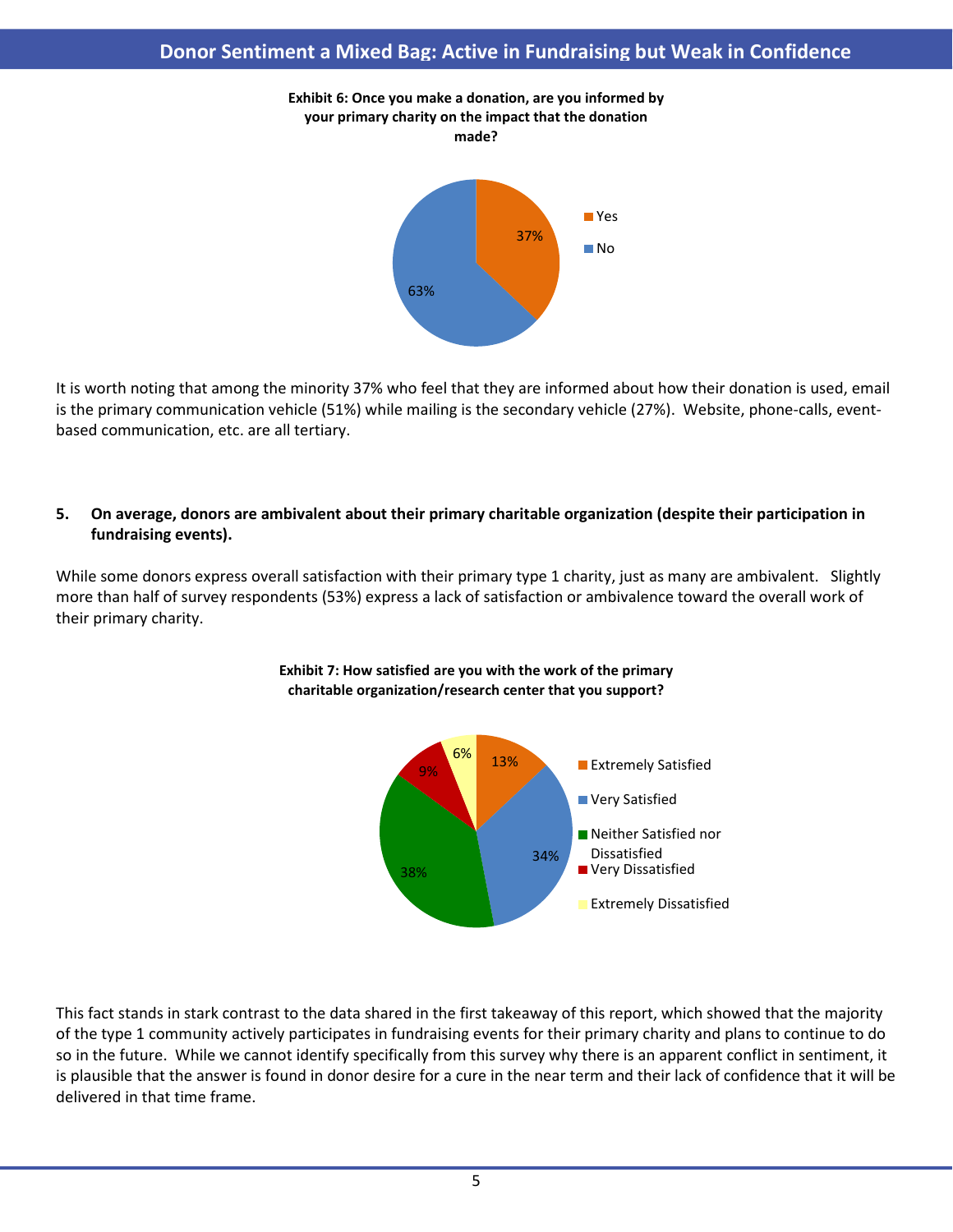## Donor Sentiment a Mixed Bag: Active in Fundraising but Weak in Confidence

**Exhibit 6: Once you make a donation, are you informed by your primary charity on the impact that the donation made?**

| Response | Percentage |
|---|---|
| Yes | 37% |
| No | 63% |

It is worth noting that among the minority 37% who feel that they are informed about how their donation is used, email is the primary communication vehicle (51%) while mailing is the secondary vehicle (27%). Website, phone-calls, event-based communication, etc. are all tertiary.

**5. On average, donors are ambivalent about their primary charitable organization (despite their participation in fundraising events).**

While some donors express overall satisfaction with their primary type 1 charity, just as many are ambivalent. Slightly more than half of survey respondents (53%) express a lack of satisfaction or ambivalence toward the overall work of their primary charity.

**Exhibit 7: How satisfied are you with the work of the primary charitable organization/research center that you support?**

| Response | Percentage |
|---|---|
| Extremely Satisfied | 13% |
| Very Satisfied | 34% |
| Neither Satisfied nor Dissatisfied | 38% |
| Very Dissatisfied | 9% |
| Extremely Dissatisfied | 6% |

This fact stands in stark contrast to the data shared in the first takeaway of this report, which showed that the majority of the type 1 community actively participates in fundraising events for their primary charity and plans to continue to do so in the future. While we cannot identify specifically from this survey why there is an apparent conflict in sentiment, it is plausible that the answer is found in donor desire for a cure in the near term and their lack of confidence that it will be delivered in that time frame.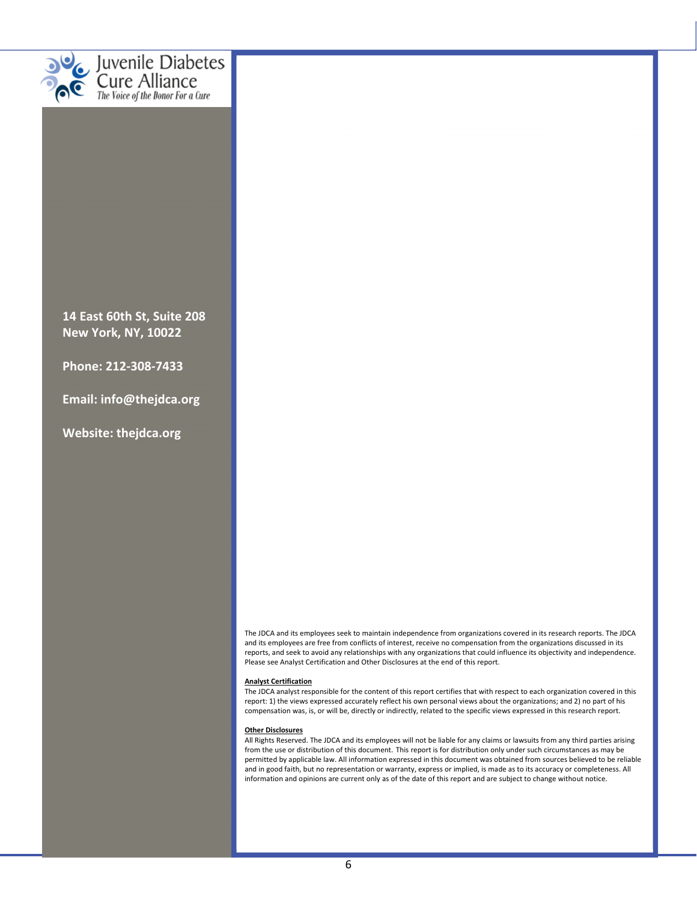Juvenile Diabetes Cure Alliance
*The Voice of the Donor For a Cure*

**14 East 60th St, Suite 208**
**New York, NY, 10022**

**Phone: 212-308-7433**

**Email: info@thejdca.org**

**Website: thejdca.org**

The JDCA and its employees seek to maintain independence from organizations covered in its research reports. The JDCA and its employees are free from conflicts of interest, receive no compensation from the organizations discussed in its reports, and seek to avoid any relationships with any organizations that could influence its objectivity and independence. Please see Analyst Certification and Other Disclosures at the end of this report.

**Analyst Certification**

The JDCA analyst responsible for the content of this report certifies that with respect to each organization covered in this report: 1) the views expressed accurately reflect his own personal views about the organizations; and 2) no part of his compensation was, is, or will be, directly or indirectly, related to the specific views expressed in this research report.

**Other Disclosures**

All Rights Reserved. The JDCA and its employees will not be liable for any claims or lawsuits from any third parties arising from the use or distribution of this document. This report is for distribution only under such circumstances as may be permitted by applicable law. All information expressed in this document was obtained from sources believed to be reliable and in good faith, but no representation or warranty, express or implied, is made as to its accuracy or completeness. All information and opinions are current only as of the date of this report and are subject to change without notice.